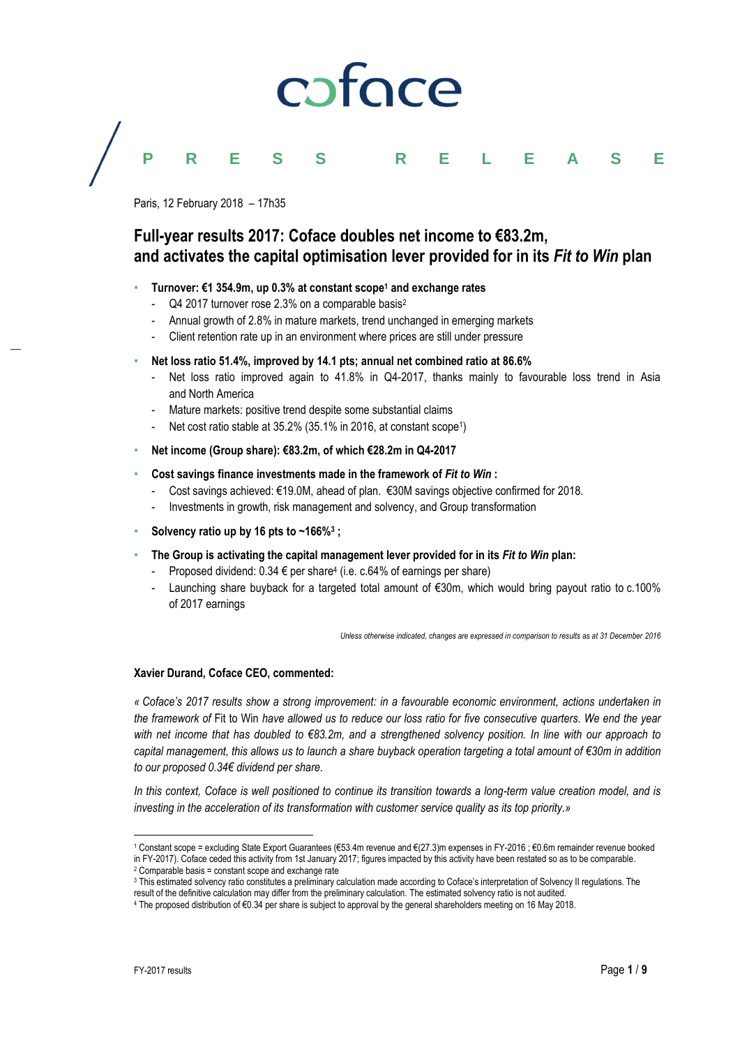coface

PRESS RELEASE

Paris, 12 February 2018 – 17h35

# Full-year results 2017: Coface doubles net income to €83.2m, and activates the capital optimisation lever provided for in its *Fit to Win* plan

- **Turnover: €1 354.9m, up 0.3% at constant scope[1] and exchange rates**
  - Q4 2017 turnover rose 2.3% on a comparable basis[2]
  - Annual growth of 2.8% in mature markets, trend unchanged in emerging markets
  - Client retention rate up in an environment where prices are still under pressure
- **Net loss ratio 51.4%, improved by 14.1 pts; annual net combined ratio at 86.6%**
  - Net loss ratio improved again to 41.8% in Q4-2017, thanks mainly to favourable loss trend in Asia and North America
  - Mature markets: positive trend despite some substantial claims
  - Net cost ratio stable at 35.2% (35.1% in 2016, at constant scope[1])
- **Net income (Group share): €83.2m, of which €28.2m in Q4-2017**
- **Cost savings finance investments made in the framework of *Fit to Win* :**
  - Cost savings achieved: €19.0M, ahead of plan. €30M savings objective confirmed for 2018.
  - Investments in growth, risk management and solvency, and Group transformation
- **Solvency ratio up by 16 pts to ~166%[3] ;**
- **The Group is activating the capital management lever provided for in its *Fit to Win* plan:**
  - Proposed dividend: 0.34 € per share[4] (i.e. c.64% of earnings per share)
  - Launching share buyback for a targeted total amount of €30m, which would bring payout ratio to c.100% of 2017 earnings

*Unless otherwise indicated, changes are expressed in comparison to results as at 31 December 2016*

**Xavier Durand, Coface CEO, commented:**

*« Coface's 2017 results show a strong improvement: in a favourable economic environment, actions undertaken in the framework of* Fit to Win *have allowed us to reduce our loss ratio for five consecutive quarters. We end the year with net income that has doubled to €83.2m, and a strengthened solvency position. In line with our approach to capital management, this allows us to launch a share buyback operation targeting a total amount of €30m in addition to our proposed 0.34€ dividend per share.*

*In this context, Coface is well positioned to continue its transition towards a long-term value creation model, and is investing in the acceleration of its transformation with customer service quality as its top priority.»*

---

[1] Constant scope = excluding State Export Guarantees (€53.4m revenue and €(27.3)m expenses in FY-2016 ; €0.6m remainder revenue booked in FY-2017). Coface ceded this activity from 1st January 2017; figures impacted by this activity have been restated so as to be comparable.

[2] Comparable basis = constant scope and exchange rate

[3] This estimated solvency ratio constitutes a preliminary calculation made according to Coface's interpretation of Solvency II regulations. The result of the definitive calculation may differ from the preliminary calculation. The estimated solvency ratio is not audited.

[4] The proposed distribution of €0.34 per share is subject to approval by the general shareholders meeting on 16 May 2018.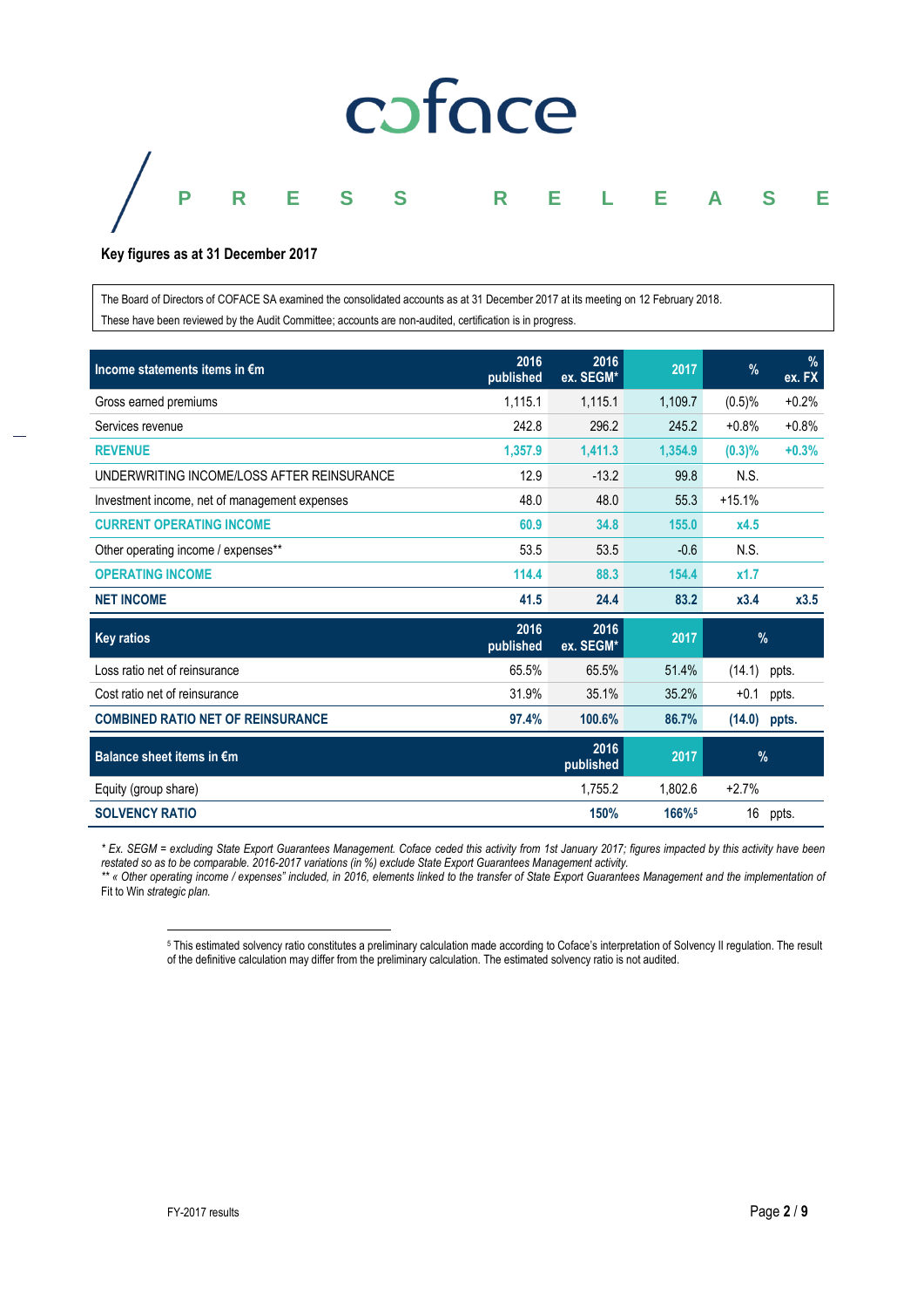coface

PRESS RELEASE

**Key figures as at 31 December 2017**

The Board of Directors of COFACE SA examined the consolidated accounts as at 31 December 2017 at its meeting on 12 February 2018.
These have been reviewed by the Audit Committee; accounts are non-audited, certification is in progress.

| Income statements items in €m | 2016 published | 2016 ex. SEGM* | 2017 | % | % ex. FX |
|---|---|---|---|---|---|
| Gross earned premiums | 1,115.1 | 1,115.1 | 1,109.7 | (0.5)% | +0.2% |
| Services revenue | 242.8 | 296.2 | 245.2 | +0.8% | +0.8% |
| **REVENUE** | **1,357.9** | **1,411.3** | **1,354.9** | **(0.3)%** | **+0.3%** |
| UNDERWRITING INCOME/LOSS AFTER REINSURANCE | 12.9 | -13.2 | 99.8 | N.S. | |
| Investment income, net of management expenses | 48.0 | 48.0 | 55.3 | +15.1% | |
| **CURRENT OPERATING INCOME** | **60.9** | **34.8** | **155.0** | **x4.5** | |
| Other operating income / expenses** | 53.5 | 53.5 | -0.6 | N.S. | |
| **OPERATING INCOME** | **114.4** | **88.3** | **154.4** | **x1.7** | |
| **NET INCOME** | **41.5** | **24.4** | **83.2** | **x3.4** | **x3.5** |

| Key ratios | 2016 published | 2016 ex. SEGM* | 2017 | % |
|---|---|---|---|---|
| Loss ratio net of reinsurance | 65.5% | 65.5% | 51.4% | (14.1) ppts. |
| Cost ratio net of reinsurance | 31.9% | 35.1% | 35.2% | +0.1 ppts. |
| **COMBINED RATIO NET OF REINSURANCE** | **97.4%** | **100.6%** | **86.7%** | **(14.0) ppts.** |

| Balance sheet items in €m | 2016 published | 2017 | % |
|---|---|---|---|
| Equity (group share) | 1,755.2 | 1,802.6 | +2.7% |
| **SOLVENCY RATIO** | **150%** | **166%**[5] | 16 ppts. |

*\* Ex. SEGM = excluding State Export Guarantees Management. Coface ceded this activity from 1st January 2017; figures impacted by this activity have been restated so as to be comparable. 2016-2017 variations (in %) exclude State Export Guarantees Management activity.*
*\*\* « Other operating income / expenses" included, in 2016, elements linked to the transfer of State Export Guarantees Management and the implementation of* Fit to Win *strategic plan.*

[5] This estimated solvency ratio constitutes a preliminary calculation made according to Coface's interpretation of Solvency II regulation. The result of the definitive calculation may differ from the preliminary calculation. The estimated solvency ratio is not audited.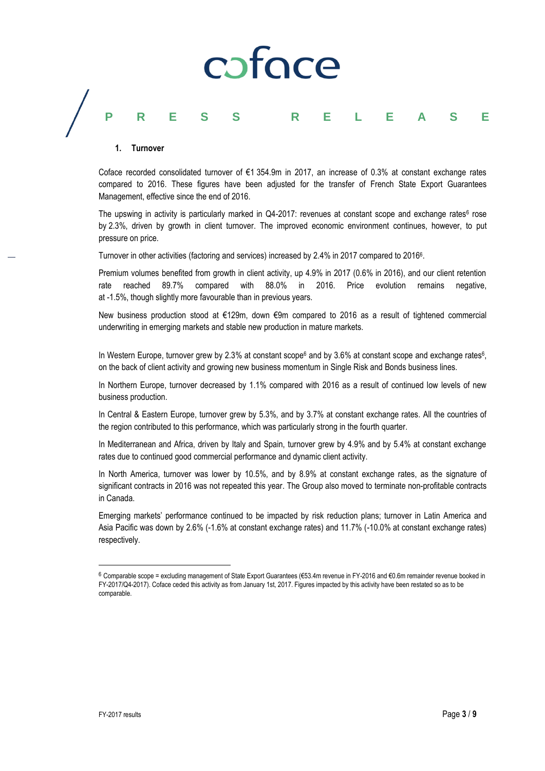## 1. Turnover

Coface recorded consolidated turnover of €1 354.9m in 2017, an increase of 0.3% at constant exchange rates compared to 2016. These figures have been adjusted for the transfer of French State Export Guarantees Management, effective since the end of 2016.

The upswing in activity is particularly marked in Q4-2017: revenues at constant scope and exchange rates[6] rose by 2.3%, driven by growth in client turnover. The improved economic environment continues, however, to put pressure on price.

Turnover in other activities (factoring and services) increased by 2.4% in 2017 compared to 2016[6].

Premium volumes benefited from growth in client activity, up 4.9% in 2017 (0.6% in 2016), and our client retention rate reached 89.7% compared with 88.0% in 2016. Price evolution remains negative, at -1.5%, though slightly more favourable than in previous years.

New business production stood at €129m, down €9m compared to 2016 as a result of tightened commercial underwriting in emerging markets and stable new production in mature markets.

In Western Europe, turnover grew by 2.3% at constant scope[6] and by 3.6% at constant scope and exchange rates[6], on the back of client activity and growing new business momentum in Single Risk and Bonds business lines.

In Northern Europe, turnover decreased by 1.1% compared with 2016 as a result of continued low levels of new business production.

In Central & Eastern Europe, turnover grew by 5.3%, and by 3.7% at constant exchange rates. All the countries of the region contributed to this performance, which was particularly strong in the fourth quarter.

In Mediterranean and Africa, driven by Italy and Spain, turnover grew by 4.9% and by 5.4% at constant exchange rates due to continued good commercial performance and dynamic client activity.

In North America, turnover was lower by 10.5%, and by 8.9% at constant exchange rates, as the signature of significant contracts in 2016 was not repeated this year. The Group also moved to terminate non-profitable contracts in Canada.

Emerging markets' performance continued to be impacted by risk reduction plans; turnover in Latin America and Asia Pacific was down by 2.6% (-1.6% at constant exchange rates) and 11.7% (-10.0% at constant exchange rates) respectively.

---

[6] Comparable scope = excluding management of State Export Guarantees (€53.4m revenue in FY-2016 and €0.6m remainder revenue booked in FY-2017/Q4-2017). Coface ceded this activity as from January 1st, 2017. Figures impacted by this activity have been restated so as to be comparable.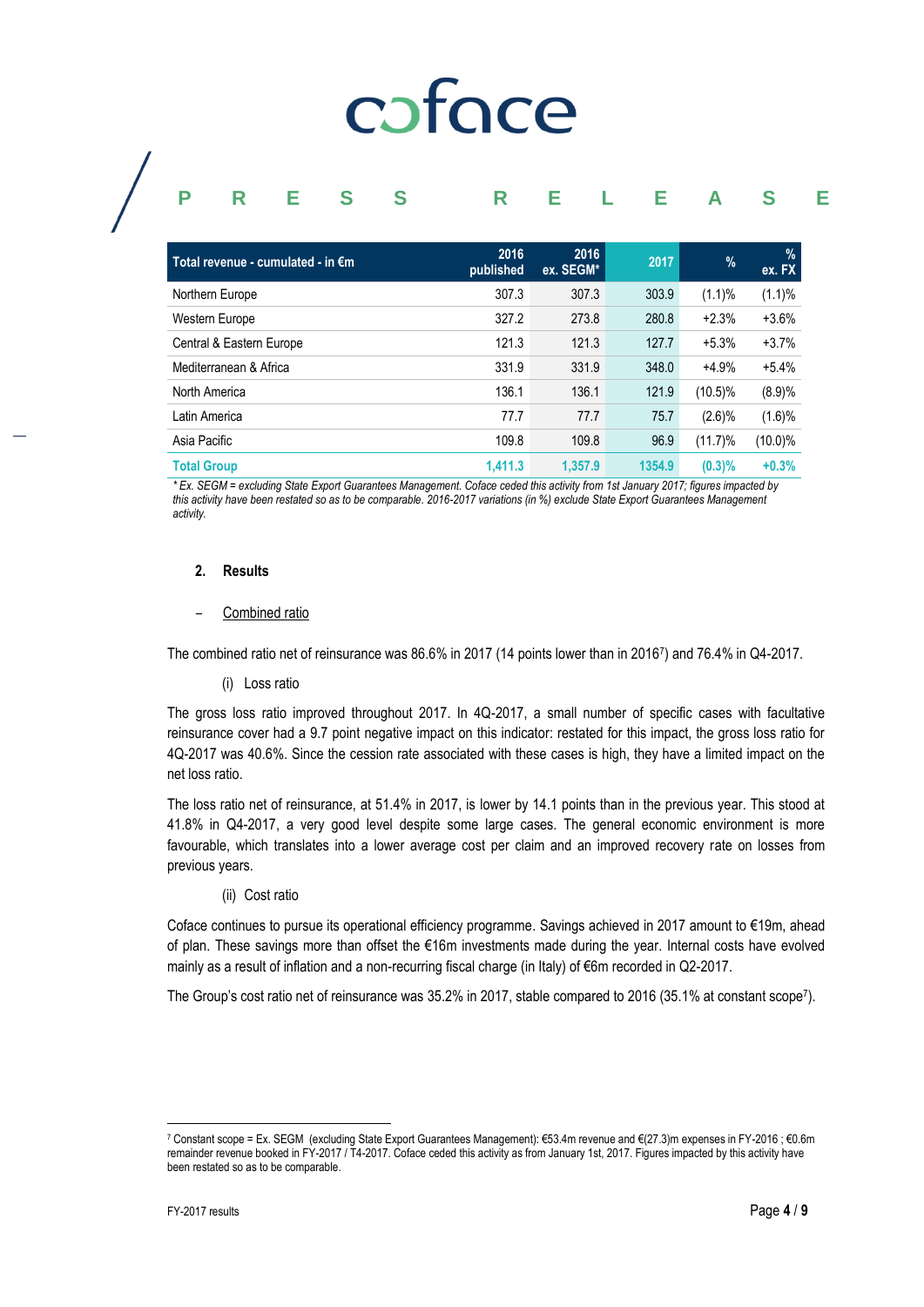| Total revenue - cumulated - in €m | 2016 published | 2016 ex. SEGM* | 2017 | % | % ex. FX |
|---|---|---|---|---|---|
| Northern Europe | 307.3 | 307.3 | 303.9 | (1.1)% | (1.1)% |
| Western Europe | 327.2 | 273.8 | 280.8 | +2.3% | +3.6% |
| Central & Eastern Europe | 121.3 | 121.3 | 127.7 | +5.3% | +3.7% |
| Mediterranean & Africa | 331.9 | 331.9 | 348.0 | +4.9% | +5.4% |
| North America | 136.1 | 136.1 | 121.9 | (10.5)% | (8.9)% |
| Latin America | 77.7 | 77.7 | 75.7 | (2.6)% | (1.6)% |
| Asia Pacific | 109.8 | 109.8 | 96.9 | (11.7)% | (10.0)% |
| **Total Group** | **1,411.3** | **1,357.9** | **1354.9** | **(0.3)%** | **+0.3%** |

*\* Ex. SEGM = excluding State Export Guarantees Management. Coface ceded this activity from 1st January 2017; figures impacted by this activity have been restated so as to be comparable. 2016-2017 variations (in %) exclude State Export Guarantees Management activity.*

## 2. Results

– Combined ratio

The combined ratio net of reinsurance was 86.6% in 2017 (14 points lower than in 2016[7]) and 76.4% in Q4-2017.

(i) Loss ratio

The gross loss ratio improved throughout 2017. In 4Q-2017, a small number of specific cases with facultative reinsurance cover had a 9.7 point negative impact on this indicator: restated for this impact, the gross loss ratio for 4Q-2017 was 40.6%. Since the cession rate associated with these cases is high, they have a limited impact on the net loss ratio.

The loss ratio net of reinsurance, at 51.4% in 2017, is lower by 14.1 points than in the previous year. This stood at 41.8% in Q4-2017, a very good level despite some large cases. The general economic environment is more favourable, which translates into a lower average cost per claim and an improved recovery rate on losses from previous years.

(ii) Cost ratio

Coface continues to pursue its operational efficiency programme. Savings achieved in 2017 amount to €19m, ahead of plan. These savings more than offset the €16m investments made during the year. Internal costs have evolved mainly as a result of inflation and a non-recurring fiscal charge (in Italy) of €6m recorded in Q2-2017.

The Group's cost ratio net of reinsurance was 35.2% in 2017, stable compared to 2016 (35.1% at constant scope[7]).

[7] Constant scope = Ex. SEGM (excluding State Export Guarantees Management): €53.4m revenue and €(27.3)m expenses in FY-2016 ; €0.6m remainder revenue booked in FY-2017 / T4-2017. Coface ceded this activity as from January 1st, 2017. Figures impacted by this activity have been restated so as to be comparable.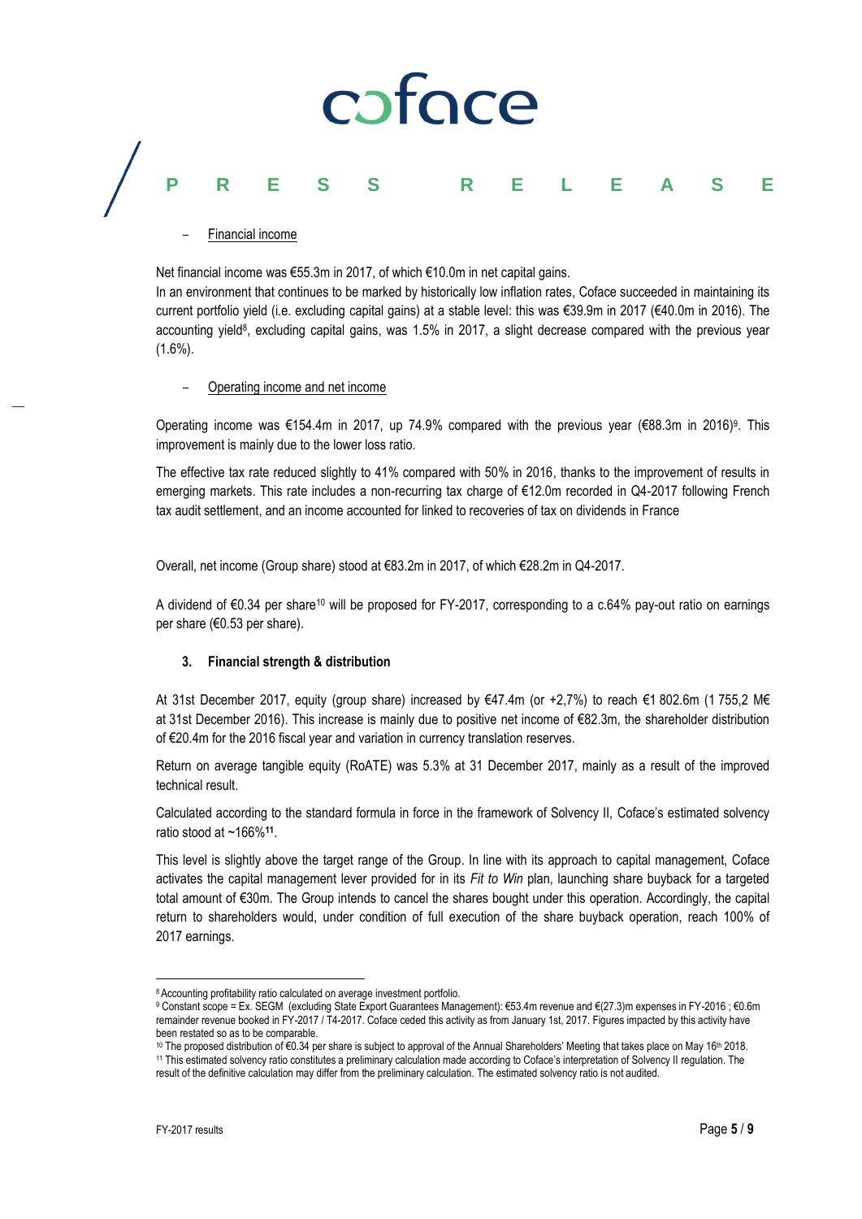- Financial income

Net financial income was €55.3m in 2017, of which €10.0m in net capital gains.
In an environment that continues to be marked by historically low inflation rates, Coface succeeded in maintaining its current portfolio yield (i.e. excluding capital gains) at a stable level: this was €39.9m in 2017 (€40.0m in 2016). The accounting yield[8], excluding capital gains, was 1.5% in 2017, a slight decrease compared with the previous year (1.6%).

- Operating income and net income

Operating income was €154.4m in 2017, up 74.9% compared with the previous year (€88.3m in 2016)[9]. This improvement is mainly due to the lower loss ratio.

The effective tax rate reduced slightly to 41% compared with 50% in 2016, thanks to the improvement of results in emerging markets. This rate includes a non-recurring tax charge of €12.0m recorded in Q4-2017 following French tax audit settlement, and an income accounted for linked to recoveries of tax on dividends in France

Overall, net income (Group share) stood at €83.2m in 2017, of which €28.2m in Q4-2017.

A dividend of €0.34 per share[10] will be proposed for FY-2017, corresponding to a c.64% pay-out ratio on earnings per share (€0.53 per share).

### 3. Financial strength & distribution

At 31st December 2017, equity (group share) increased by €47.4m (or +2,7%) to reach €1 802.6m (1 755,2 M€ at 31st December 2016). This increase is mainly due to positive net income of €82.3m, the shareholder distribution of €20.4m for the 2016 fiscal year and variation in currency translation reserves.

Return on average tangible equity (RoATE) was 5.3% at 31 December 2017, mainly as a result of the improved technical result.

Calculated according to the standard formula in force in the framework of Solvency II, Coface's estimated solvency ratio stood at ~166%[11].

This level is slightly above the target range of the Group. In line with its approach to capital management, Coface activates the capital management lever provided for in its *Fit to Win* plan, launching share buyback for a targeted total amount of €30m. The Group intends to cancel the shares bought under this operation. Accordingly, the capital return to shareholders would, under condition of full execution of the share buyback operation, reach 100% of 2017 earnings.

---

[8] Accounting profitability ratio calculated on average investment portfolio.

[9] Constant scope = Ex. SEGM (excluding State Export Guarantees Management): €53.4m revenue and €(27.3)m expenses in FY-2016 ; €0.6m remainder revenue booked in FY-2017 / T4-2017. Coface ceded this activity as from January 1st, 2017. Figures impacted by this activity have been restated so as to be comparable.

[10] The proposed distribution of €0.34 per share is subject to approval of the Annual Shareholders' Meeting that takes place on May 16th 2018.

[11] This estimated solvency ratio constitutes a preliminary calculation made according to Coface's interpretation of Solvency II regulation. The result of the definitive calculation may differ from the preliminary calculation. The estimated solvency ratio is not audited.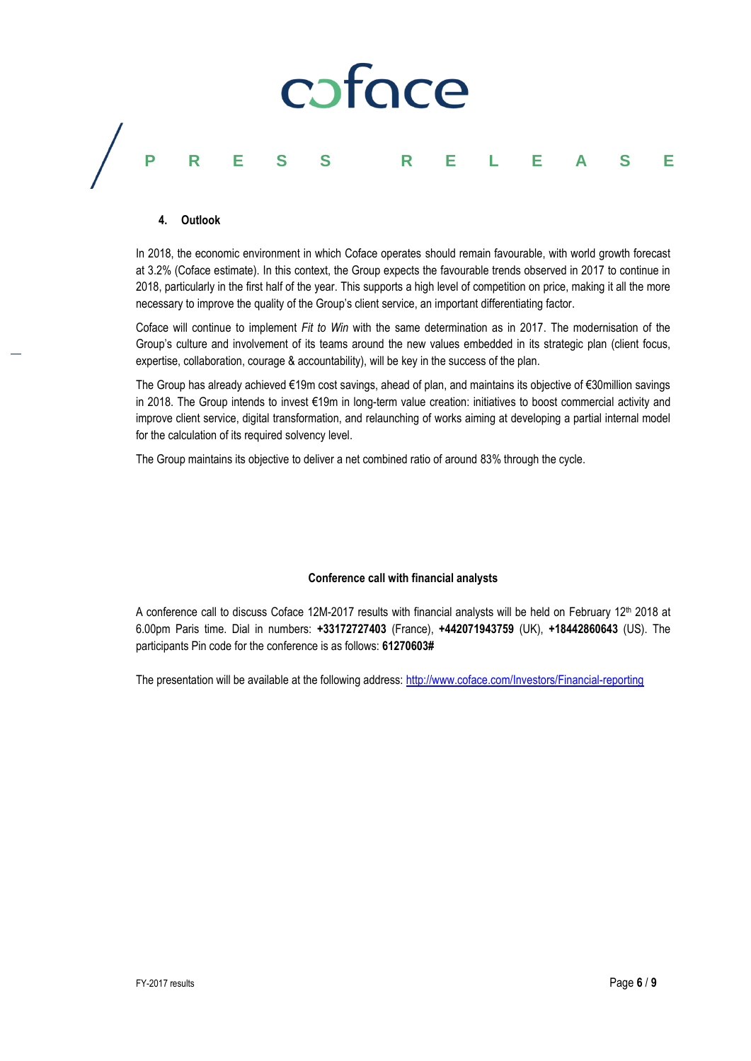## 4. Outlook

In 2018, the economic environment in which Coface operates should remain favourable, with world growth forecast at 3.2% (Coface estimate). In this context, the Group expects the favourable trends observed in 2017 to continue in 2018, particularly in the first half of the year. This supports a high level of competition on price, making it all the more necessary to improve the quality of the Group's client service, an important differentiating factor.

Coface will continue to implement *Fit to Win* with the same determination as in 2017. The modernisation of the Group's culture and involvement of its teams around the new values embedded in its strategic plan (client focus, expertise, collaboration, courage & accountability), will be key in the success of the plan.

The Group has already achieved €19m cost savings, ahead of plan, and maintains its objective of €30million savings in 2018. The Group intends to invest €19m in long-term value creation: initiatives to boost commercial activity and improve client service, digital transformation, and relaunching of works aiming at developing a partial internal model for the calculation of its required solvency level.

The Group maintains its objective to deliver a net combined ratio of around 83% through the cycle.

**Conference call with financial analysts**

A conference call to discuss Coface 12M-2017 results with financial analysts will be held on February 12th 2018 at 6.00pm Paris time. Dial in numbers: **+33172727403** (France), **+442071943759** (UK), **+18442860643** (US). The participants Pin code for the conference is as follows: **61270603#**

The presentation will be available at the following address: [http://www.coface.com/Investors/Financial-reporting](http://www.coface.com/Investors/Financial-reporting)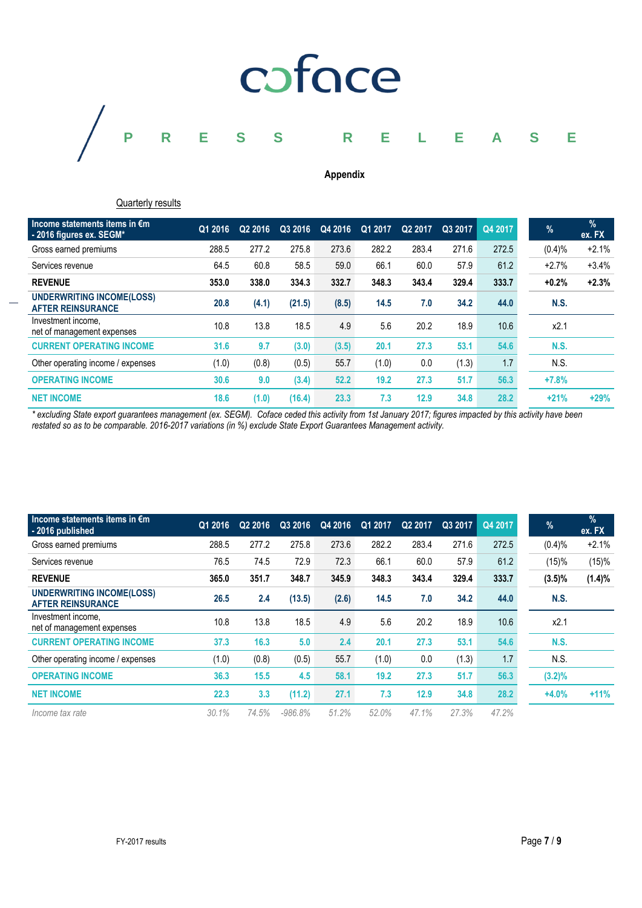# Appendix

Quarterly results

| Income statements items in €m - 2016 figures ex. SEGM* | Q1 2016 | Q2 2016 | Q3 2016 | Q4 2016 | Q1 2017 | Q2 2017 | Q3 2017 | Q4 2017 | % | % ex. FX |
|---|---|---|---|---|---|---|---|---|---|---|
| Gross earned premiums | 288.5 | 277.2 | 275.8 | 273.6 | 282.2 | 283.4 | 271.6 | 272.5 | (0.4)% | +2.1% |
| Services revenue | 64.5 | 60.8 | 58.5 | 59.0 | 66.1 | 60.0 | 57.9 | 61.2 | +2.7% | +3.4% |
| **REVENUE** | **353.0** | **338.0** | **334.3** | **332.7** | **348.3** | **343.4** | **329.4** | **333.7** | **+0.2%** | **+2.3%** |
| **UNDERWRITING INCOME(LOSS) AFTER REINSURANCE** | **20.8** | **(4.1)** | **(21.5)** | **(8.5)** | **14.5** | **7.0** | **34.2** | **44.0** | **N.S.** | |
| Investment income, net of management expenses | 10.8 | 13.8 | 18.5 | 4.9 | 5.6 | 20.2 | 18.9 | 10.6 | x2.1 | |
| **CURRENT OPERATING INCOME** | **31.6** | **9.7** | **(3.0)** | **(3.5)** | **20.1** | **27.3** | **53.1** | **54.6** | **N.S.** | |
| Other operating income / expenses | (1.0) | (0.8) | (0.5) | 55.7 | (1.0) | 0.0 | (1.3) | 1.7 | N.S. | |
| **OPERATING INCOME** | **30.6** | **9.0** | **(3.4)** | **52.2** | **19.2** | **27.3** | **51.7** | **56.3** | **+7.8%** | |
| **NET INCOME** | **18.6** | **(1.0)** | **(16.4)** | **23.3** | **7.3** | **12.9** | **34.8** | **28.2** | **+21%** | **+29%** |

*\* excluding State export guarantees management (ex. SEGM). Coface ceded this activity from 1st January 2017; figures impacted by this activity have been restated so as to be comparable. 2016-2017 variations (in %) exclude State Export Guarantees Management activity.*

| Income statements items in €m - 2016 published | Q1 2016 | Q2 2016 | Q3 2016 | Q4 2016 | Q1 2017 | Q2 2017 | Q3 2017 | Q4 2017 | % | % ex. FX |
|---|---|---|---|---|---|---|---|---|---|---|
| Gross earned premiums | 288.5 | 277.2 | 275.8 | 273.6 | 282.2 | 283.4 | 271.6 | 272.5 | (0.4)% | +2.1% |
| Services revenue | 76.5 | 74.5 | 72.9 | 72.3 | 66.1 | 60.0 | 57.9 | 61.2 | (15)% | (15)% |
| **REVENUE** | **365.0** | **351.7** | **348.7** | **345.9** | **348.3** | **343.4** | **329.4** | **333.7** | **(3.5)%** | **(1.4)%** |
| **UNDERWRITING INCOME(LOSS) AFTER REINSURANCE** | **26.5** | **2.4** | **(13.5)** | **(2.6)** | **14.5** | **7.0** | **34.2** | **44.0** | **N.S.** | |
| Investment income, net of management expenses | 10.8 | 13.8 | 18.5 | 4.9 | 5.6 | 20.2 | 18.9 | 10.6 | x2.1 | |
| **CURRENT OPERATING INCOME** | **37.3** | **16.3** | **5.0** | **2.4** | **20.1** | **27.3** | **53.1** | **54.6** | **N.S.** | |
| Other operating income / expenses | (1.0) | (0.8) | (0.5) | 55.7 | (1.0) | 0.0 | (1.3) | 1.7 | N.S. | |
| **OPERATING INCOME** | **36.3** | **15.5** | **4.5** | **58.1** | **19.2** | **27.3** | **51.7** | **56.3** | **(3.2)%** | |
| **NET INCOME** | **22.3** | **3.3** | **(11.2)** | **27.1** | **7.3** | **12.9** | **34.8** | **28.2** | **+4.0%** | **+11%** |
| *Income tax rate* | *30.1%* | *74.5%* | *-986.8%* | *51.2%* | *52.0%* | *47.1%* | *27.3%* | *47.2%* | | |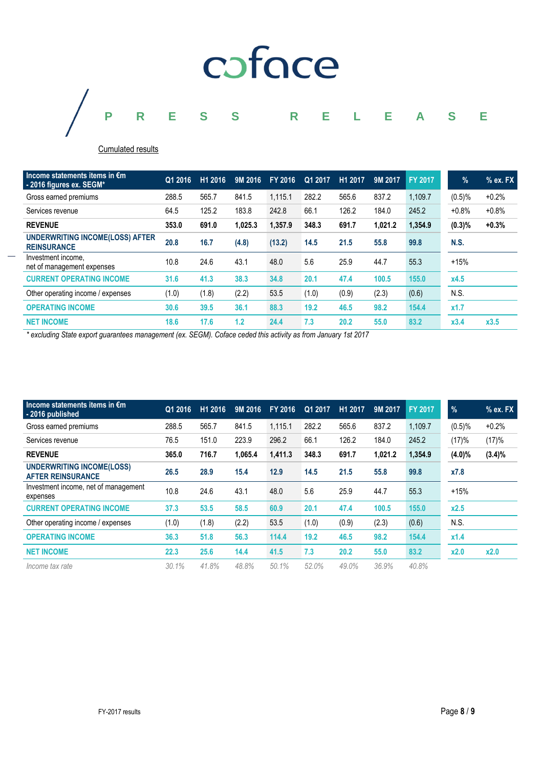coface

PRESS RELEASE

Cumulated results

| Income statements items in €m - 2016 figures ex. SEGM* | Q1 2016 | H1 2016 | 9M 2016 | FY 2016 | Q1 2017 | H1 2017 | 9M 2017 | FY 2017 | % | % ex. FX |
|---|---|---|---|---|---|---|---|---|---|---|
| Gross earned premiums | 288.5 | 565.7 | 841.5 | 1,115.1 | 282.2 | 565.6 | 837.2 | 1,109.7 | (0.5)% | +0.2% |
| Services revenue | 64.5 | 125.2 | 183.8 | 242.8 | 66.1 | 126.2 | 184.0 | 245.2 | +0.8% | +0.8% |
| **REVENUE** | **353.0** | **691.0** | **1,025.3** | **1,357.9** | **348.3** | **691.7** | **1,021.2** | **1,354.9** | **(0.3)%** | **+0.3%** |
| **UNDERWRITING INCOME(LOSS) AFTER REINSURANCE** | **20.8** | **16.7** | **(4.8)** | **(13.2)** | **14.5** | **21.5** | **55.8** | **99.8** | **N.S.** | |
| Investment income, net of management expenses | 10.8 | 24.6 | 43.1 | 48.0 | 5.6 | 25.9 | 44.7 | 55.3 | +15% | |
| **CURRENT OPERATING INCOME** | **31.6** | **41.3** | **38.3** | **34.8** | **20.1** | **47.4** | **100.5** | **155.0** | **x4.5** | |
| Other operating income / expenses | (1.0) | (1.8) | (2.2) | 53.5 | (1.0) | (0.9) | (2.3) | (0.6) | N.S. | |
| **OPERATING INCOME** | **30.6** | **39.5** | **36.1** | **88.3** | **19.2** | **46.5** | **98.2** | **154.4** | **x1.7** | |
| **NET INCOME** | **18.6** | **17.6** | **1.2** | **24.4** | **7.3** | **20.2** | **55.0** | **83.2** | **x3.4** | **x3.5** |

*\* excluding State export guarantees management (ex. SEGM). Coface ceded this activity as from January 1st 2017*

| Income statements items in €m - 2016 published | Q1 2016 | H1 2016 | 9M 2016 | FY 2016 | Q1 2017 | H1 2017 | 9M 2017 | FY 2017 | % | % ex. FX |
|---|---|---|---|---|---|---|---|---|---|---|
| Gross earned premiums | 288.5 | 565.7 | 841.5 | 1,115.1 | 282.2 | 565.6 | 837.2 | 1,109.7 | (0.5)% | +0.2% |
| Services revenue | 76.5 | 151.0 | 223.9 | 296.2 | 66.1 | 126.2 | 184.0 | 245.2 | (17)% | (17)% |
| **REVENUE** | **365.0** | **716.7** | **1,065.4** | **1,411.3** | **348.3** | **691.7** | **1,021.2** | **1,354.9** | **(4.0)%** | **(3.4)%** |
| **UNDERWRITING INCOME(LOSS) AFTER REINSURANCE** | **26.5** | **28.9** | **15.4** | **12.9** | **14.5** | **21.5** | **55.8** | **99.8** | **x7.8** | |
| Investment income, net of management expenses | 10.8 | 24.6 | 43.1 | 48.0 | 5.6 | 25.9 | 44.7 | 55.3 | +15% | |
| **CURRENT OPERATING INCOME** | **37.3** | **53.5** | **58.5** | **60.9** | **20.1** | **47.4** | **100.5** | **155.0** | **x2.5** | |
| Other operating income / expenses | (1.0) | (1.8) | (2.2) | 53.5 | (1.0) | (0.9) | (2.3) | (0.6) | N.S. | |
| **OPERATING INCOME** | **36.3** | **51.8** | **56.3** | **114.4** | **19.2** | **46.5** | **98.2** | **154.4** | **x1.4** | |
| **NET INCOME** | **22.3** | **25.6** | **14.4** | **41.5** | **7.3** | **20.2** | **55.0** | **83.2** | **x2.0** | **x2.0** |
| *Income tax rate* | *30.1%* | *41.8%* | *48.8%* | *50.1%* | *52.0%* | *49.0%* | *36.9%* | *40.8%* | | |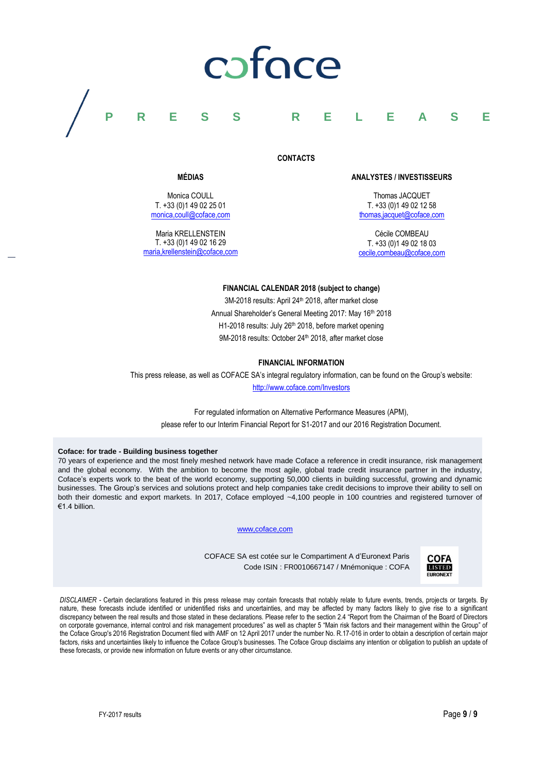coface

PRESS RELEASE

**CONTACTS**

**MÉDIAS**

Monica COULL
T. +33 (0)1 49 02 25 01
monica,coull@coface,com

Maria KRELLENSTEIN
T. +33 (0)1 49 02 16 29
maria,krellenstein@coface,com

**ANALYSTES / INVESTISSEURS**

Thomas JACQUET
T. +33 (0)1 49 02 12 58
thomas,jacquet@coface,com

Cécile COMBEAU
T. +33 (0)1 49 02 18 03
cecile,combeau@coface,com

**FINANCIAL CALENDAR 2018 (subject to change)**

3M-2018 results: April 24th 2018, after market close
Annual Shareholder's General Meeting 2017: May 16th 2018
H1-2018 results: July 26th 2018, before market opening
9M-2018 results: October 24th 2018, after market close

**FINANCIAL INFORMATION**

This press release, as well as COFACE SA's integral regulatory information, can be found on the Group's website:
http://www.coface.com/Investors

For regulated information on Alternative Performance Measures (APM),
please refer to our Interim Financial Report for S1-2017 and our 2016 Registration Document.

**Coface: for trade - Building business together**
70 years of experience and the most finely meshed network have made Coface a reference in credit insurance, risk management and the global economy. With the ambition to become the most agile, global trade credit insurance partner in the industry, Coface's experts work to the beat of the world economy, supporting 50,000 clients in building successful, growing and dynamic businesses. The Group's services and solutions protect and help companies take credit decisions to improve their ability to sell on both their domestic and export markets. In 2017, Coface employed ~4,100 people in 100 countries and registered turnover of €1.4 billion.

www,coface,com

COFACE SA est cotée sur le Compartiment A d'Euronext Paris
Code ISIN : FR0010667147 / Mnémonique : COFA

COFA LISTED EURONEXT

*DISCLAIMER* - Certain declarations featured in this press release may contain forecasts that notably relate to future events, trends, projects or targets. By nature, these forecasts include identified or unidentified risks and uncertainties, and may be affected by many factors likely to give rise to a significant discrepancy between the real results and those stated in these declarations. Please refer to the section 2.4 "Report from the Chairman of the Board of Directors on corporate governance, internal control and risk management procedures" as well as chapter 5 "Main risk factors and their management within the Group" of the Coface Group's 2016 Registration Document filed with AMF on 12 April 2017 under the number No. R.17-016 in order to obtain a description of certain major factors, risks and uncertainties likely to influence the Coface Group's businesses. The Coface Group disclaims any intention or obligation to publish an update of these forecasts, or provide new information on future events or any other circumstance.